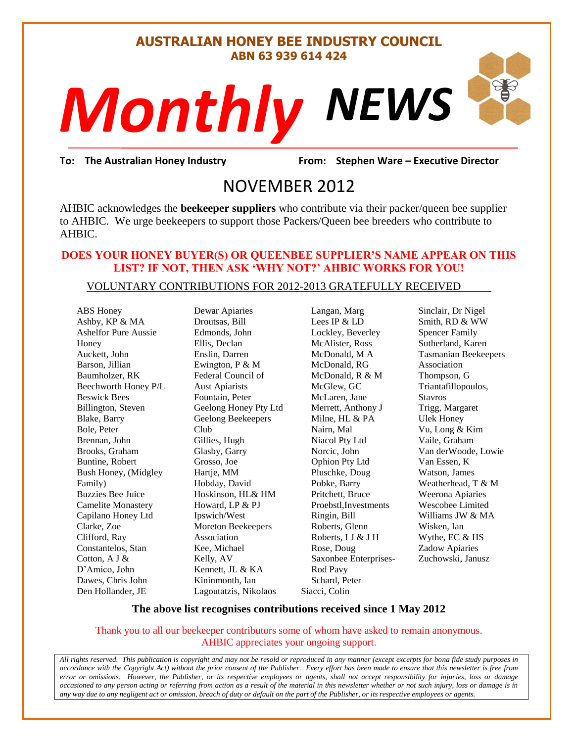# AUSTRALIAN HONEY BEE INDUSTRY COUNCIL

**ABN 63 939 614 424**

# *Monthly* *NEWS*

**To: The Australian Honey Industry** **From: Stephen Ware – Executive Director**

## NOVEMBER 2012

AHBIC acknowledges the **beekeeper suppliers** who contribute via their packer/queen bee supplier to AHBIC. We urge beekeepers to support those Packers/Queen bee breeders who contribute to AHBIC.

**DOES YOUR HONEY BUYER(S) OR QUEENBEE SUPPLIER'S NAME APPEAR ON THIS LIST? IF NOT, THEN ASK 'WHY NOT?' AHBIC WORKS FOR YOU!**

VOLUNTARY CONTRIBUTIONS FOR 2012-2013 GRATEFULLY RECEIVED

ABS Honey
Ashby, KP & MA
Ashelfor Pure Aussie Honey
Auckett, John
Barson, Jillian
Baumholzer, RK
Beechworth Honey P/L
Beswick Bees
Billington, Steven
Blake, Barry
Bole, Peter
Brennan, John
Brooks, Graham
Buntine, Robert
Bush Honey, (Midgley Family)
Buzzies Bee Juice
Camelite Monastery
Capilano Honey Ltd
Clarke, Zoe
Clifford, Ray
Constantelos, Stan
Cotton, A J &
D'Amico, John
Dawes, Chris John
Den Hollander, JE
Dewar Apiaries
Droutsas, Bill
Edmonds, John
Ellis, Declan
Enslin, Darren
Ewington, P & M
Federal Council of Aust Apiarists
Fountain, Peter
Geelong Honey Pty Ltd
Geelong Beekeepers Club
Gillies, Hugh
Glasby, Garry
Grosso, Joe
Hartje, MM
Hobday, David
Hoskinson, HL& HM
Howard, LP & PJ
Ipswich/West Moreton Beekeepers Association
Kee, Michael
Kelly, AV
Kennett, JL & KA
Kininmonth, Ian
Lagoutatzis, Nikolaos
Langan, Marg
Lees IP & LD
Lockley, Beverley
McAlister, Ross
McDonald, M A
McDonald, RG
McDonald, R & M
McGlew, GC
McLaren, Jane
Merrett, Anthony J
Milne, HL & PA
Nairn, Mal
Niacol Pty Ltd
Norcic, John
Ophion Pty Ltd
Pluschke, Doug
Pobke, Barry
Pritchett, Bruce
Proebstl,Investments
Ringin, Bill
Roberts, Glenn
Roberts, I J & J H
Rose, Doug
Saxonbee Enterprises-Rod Pavy
Schard, Peter
Siacci, Colin
Sinclair, Dr Nigel
Smith, RD & WW
Spencer Family
Sutherland, Karen
Tasmanian Beekeepers Association
Thompson, G
Triantafillopoulos, Stavros
Trigg, Margaret
Ulek Honey
Vu, Long & Kim
Vaile, Graham
Van derWoode, Lowie
Van Essen, K
Watson, James
Weatherhead, T & M
Weerona Apiaries
Wescobee Limited
Williams JW & MA
Wisken, Ian
Wythe, EC & HS
Zadow Apiaries
Zuchowski, Janusz

**The above list recognises contributions received since 1 May 2012**

Thank you to all our beekeeper contributors some of whom have asked to remain anonymous. AHBIC appreciates your ongoing support.

*All rights reserved. This publication is copyright and may not be resold or reproduced in any manner (except excerpts for bona fide study purposes in accordance with the Copyright Act) without the prior consent of the Publisher. Every effort has been made to ensure that this newsletter is free from error or omissions. However, the Publisher, or its respective employees or agents, shall not accept responsibility for injuries, loss or damage occasioned to any person acting or referring from action as a result of the material in this newsletter whether or not such injury, loss or damage is in any way due to any negligent act or omission, breach of duty or default on the part of the Publisher, or its respective employees or agents.*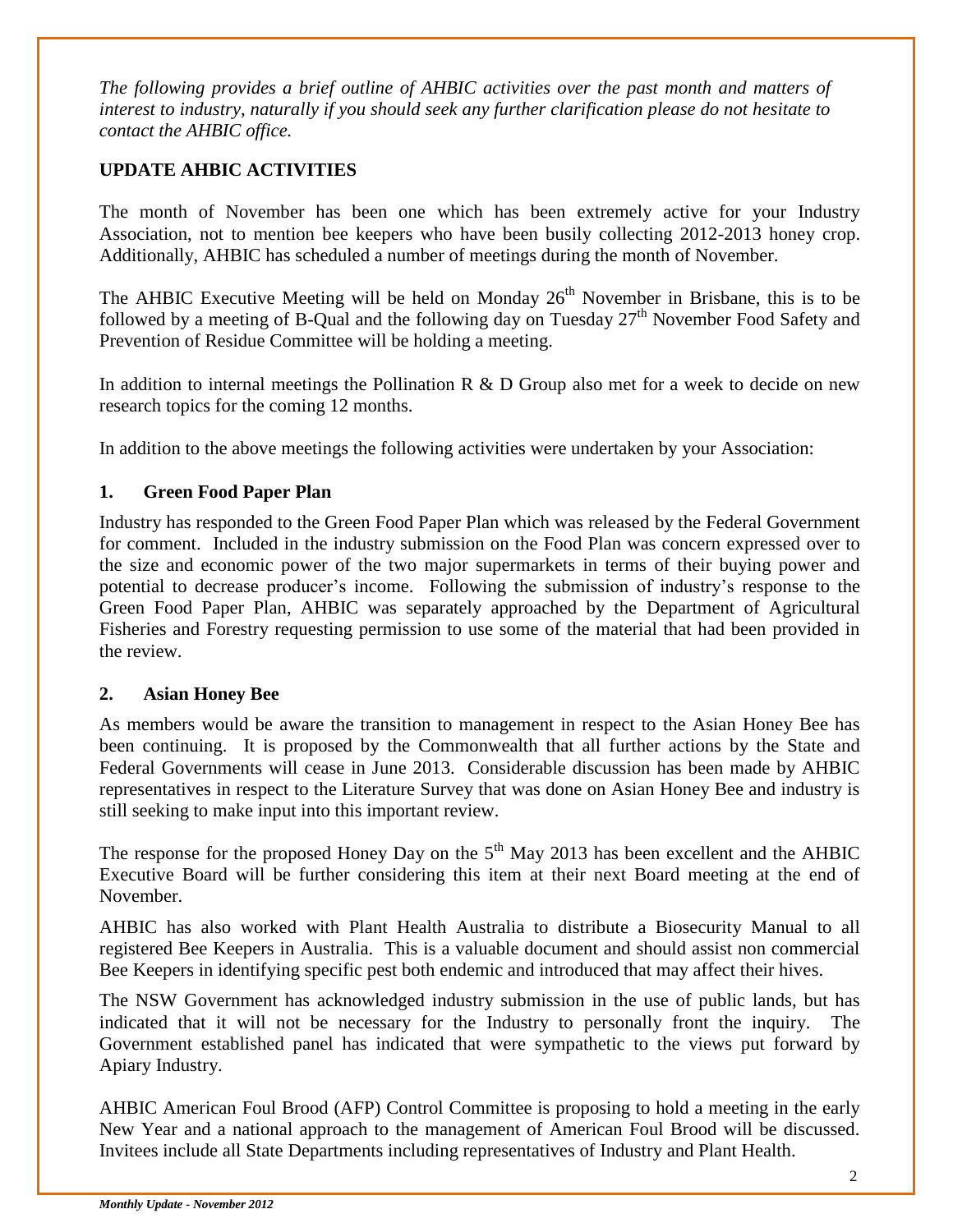*The following provides a brief outline of AHBIC activities over the past month and matters of interest to industry, naturally if you should seek any further clarification please do not hesitate to contact the AHBIC office.*

## UPDATE AHBIC ACTIVITIES

The month of November has been one which has been extremely active for your Industry Association, not to mention bee keepers who have been busily collecting 2012-2013 honey crop. Additionally, AHBIC has scheduled a number of meetings during the month of November.

The AHBIC Executive Meeting will be held on Monday 26th November in Brisbane, this is to be followed by a meeting of B-Qual and the following day on Tuesday 27th November Food Safety and Prevention of Residue Committee will be holding a meeting.

In addition to internal meetings the Pollination R & D Group also met for a week to decide on new research topics for the coming 12 months.

In addition to the above meetings the following activities were undertaken by your Association:

### 1. Green Food Paper Plan

Industry has responded to the Green Food Paper Plan which was released by the Federal Government for comment. Included in the industry submission on the Food Plan was concern expressed over to the size and economic power of the two major supermarkets in terms of their buying power and potential to decrease producer's income. Following the submission of industry's response to the Green Food Paper Plan, AHBIC was separately approached by the Department of Agricultural Fisheries and Forestry requesting permission to use some of the material that had been provided in the review.

### 2. Asian Honey Bee

As members would be aware the transition to management in respect to the Asian Honey Bee has been continuing. It is proposed by the Commonwealth that all further actions by the State and Federal Governments will cease in June 2013. Considerable discussion has been made by AHBIC representatives in respect to the Literature Survey that was done on Asian Honey Bee and industry is still seeking to make input into this important review.

The response for the proposed Honey Day on the 5th May 2013 has been excellent and the AHBIC Executive Board will be further considering this item at their next Board meeting at the end of November.

AHBIC has also worked with Plant Health Australia to distribute a Biosecurity Manual to all registered Bee Keepers in Australia. This is a valuable document and should assist non commercial Bee Keepers in identifying specific pest both endemic and introduced that may affect their hives.

The NSW Government has acknowledged industry submission in the use of public lands, but has indicated that it will not be necessary for the Industry to personally front the inquiry. The Government established panel has indicated that were sympathetic to the views put forward by Apiary Industry.

AHBIC American Foul Brood (AFP) Control Committee is proposing to hold a meeting in the early New Year and a national approach to the management of American Foul Brood will be discussed. Invitees include all State Departments including representatives of Industry and Plant Health.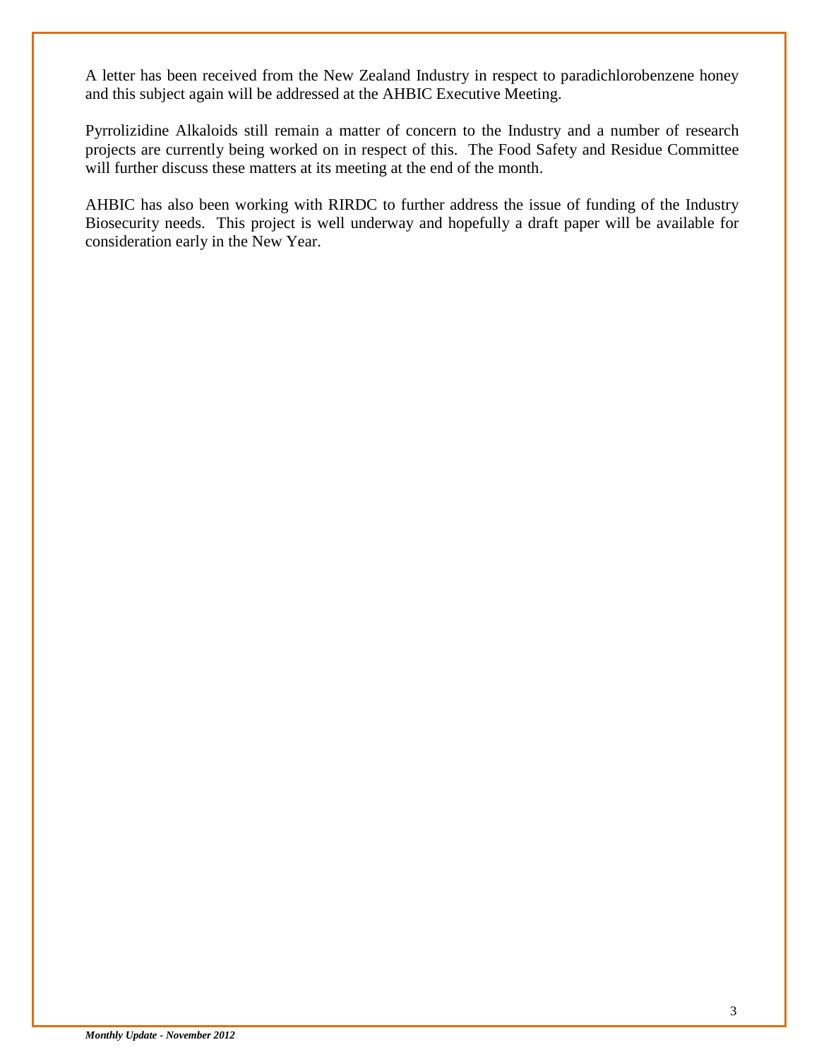A letter has been received from the New Zealand Industry in respect to paradichlorobenzene honey and this subject again will be addressed at the AHBIC Executive Meeting.

Pyrrolizidine Alkaloids still remain a matter of concern to the Industry and a number of research projects are currently being worked on in respect of this. The Food Safety and Residue Committee will further discuss these matters at its meeting at the end of the month.

AHBIC has also been working with RIRDC to further address the issue of funding of the Industry Biosecurity needs. This project is well underway and hopefully a draft paper will be available for consideration early in the New Year.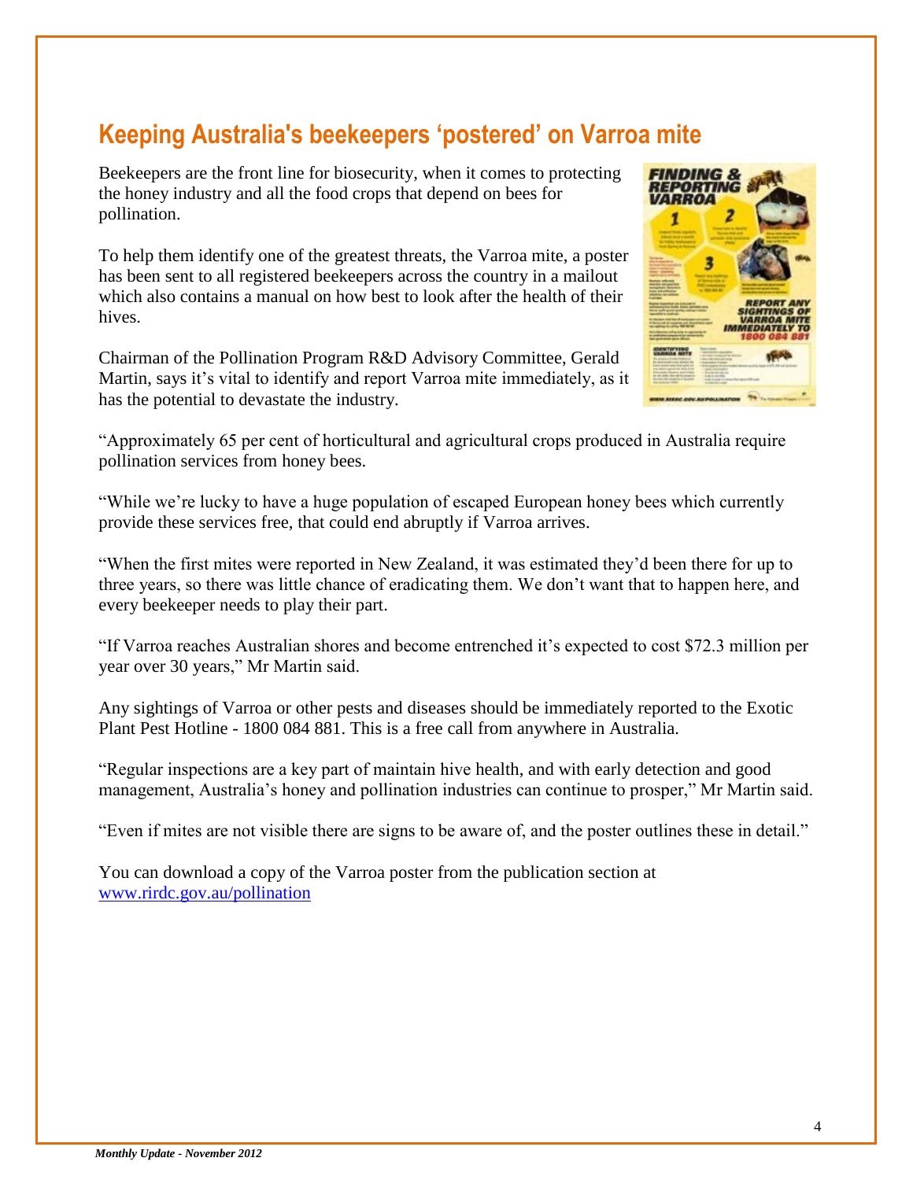## Keeping Australia's beekeepers 'postered' on Varroa mite

Beekeepers are the front line for biosecurity, when it comes to protecting the honey industry and all the food crops that depend on bees for pollination.

To help them identify one of the greatest threats, the Varroa mite, a poster has been sent to all registered beekeepers across the country in a mailout which also contains a manual on how best to look after the health of their hives.

Chairman of the Pollination Program R&D Advisory Committee, Gerald Martin, says it's vital to identify and report Varroa mite immediately, as it has the potential to devastate the industry.

"Approximately 65 per cent of horticultural and agricultural crops produced in Australia require pollination services from honey bees.

"While we're lucky to have a huge population of escaped European honey bees which currently provide these services free, that could end abruptly if Varroa arrives.

"When the first mites were reported in New Zealand, it was estimated they'd been there for up to three years, so there was little chance of eradicating them. We don't want that to happen here, and every beekeeper needs to play their part.

"If Varroa reaches Australian shores and become entrenched it's expected to cost $72.3 million per year over 30 years," Mr Martin said.

Any sightings of Varroa or other pests and diseases should be immediately reported to the Exotic Plant Pest Hotline - 1800 084 881. This is a free call from anywhere in Australia.

"Regular inspections are a key part of maintain hive health, and with early detection and good management, Australia's honey and pollination industries can continue to prosper," Mr Martin said.

"Even if mites are not visible there are signs to be aware of, and the poster outlines these in detail."

You can download a copy of the Varroa poster from the publication section at [www.rirdc.gov.au/pollination](http://www.rirdc.gov.au/pollination)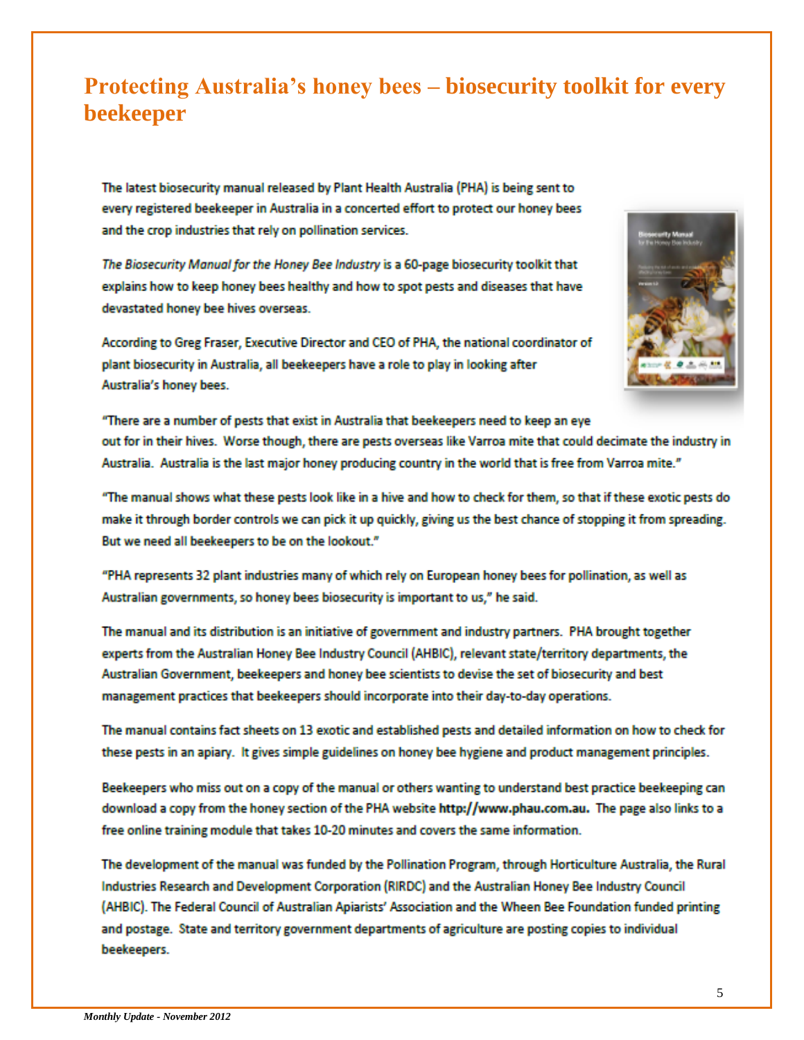# Protecting Australia's honey bees – biosecurity toolkit for every beekeeper

The latest biosecurity manual released by Plant Health Australia (PHA) is being sent to every registered beekeeper in Australia in a concerted effort to protect our honey bees and the crop industries that rely on pollination services.

*The Biosecurity Manual for the Honey Bee Industry* is a 60-page biosecurity toolkit that explains how to keep honey bees healthy and how to spot pests and diseases that have devastated honey bee hives overseas.

According to Greg Fraser, Executive Director and CEO of PHA, the national coordinator of plant biosecurity in Australia, all beekeepers have a role to play in looking after Australia's honey bees.

"There are a number of pests that exist in Australia that beekeepers need to keep an eye out for in their hives. Worse though, there are pests overseas like Varroa mite that could decimate the industry in Australia. Australia is the last major honey producing country in the world that is free from Varroa mite."

"The manual shows what these pests look like in a hive and how to check for them, so that if these exotic pests do make it through border controls we can pick it up quickly, giving us the best chance of stopping it from spreading. But we need all beekeepers to be on the lookout."

"PHA represents 32 plant industries many of which rely on European honey bees for pollination, as well as Australian governments, so honey bees biosecurity is important to us," he said.

The manual and its distribution is an initiative of government and industry partners. PHA brought together experts from the Australian Honey Bee Industry Council (AHBIC), relevant state/territory departments, the Australian Government, beekeepers and honey bee scientists to devise the set of biosecurity and best management practices that beekeepers should incorporate into their day-to-day operations.

The manual contains fact sheets on 13 exotic and established pests and detailed information on how to check for these pests in an apiary. It gives simple guidelines on honey bee hygiene and product management principles.

Beekeepers who miss out on a copy of the manual or others wanting to understand best practice beekeeping can download a copy from the honey section of the PHA website **http://www.phau.com.au.** The page also links to a free online training module that takes 10-20 minutes and covers the same information.

The development of the manual was funded by the Pollination Program, through Horticulture Australia, the Rural Industries Research and Development Corporation (RIRDC) and the Australian Honey Bee Industry Council (AHBIC). The Federal Council of Australian Apiarists' Association and the Wheen Bee Foundation funded printing and postage. State and territory government departments of agriculture are posting copies to individual beekeepers.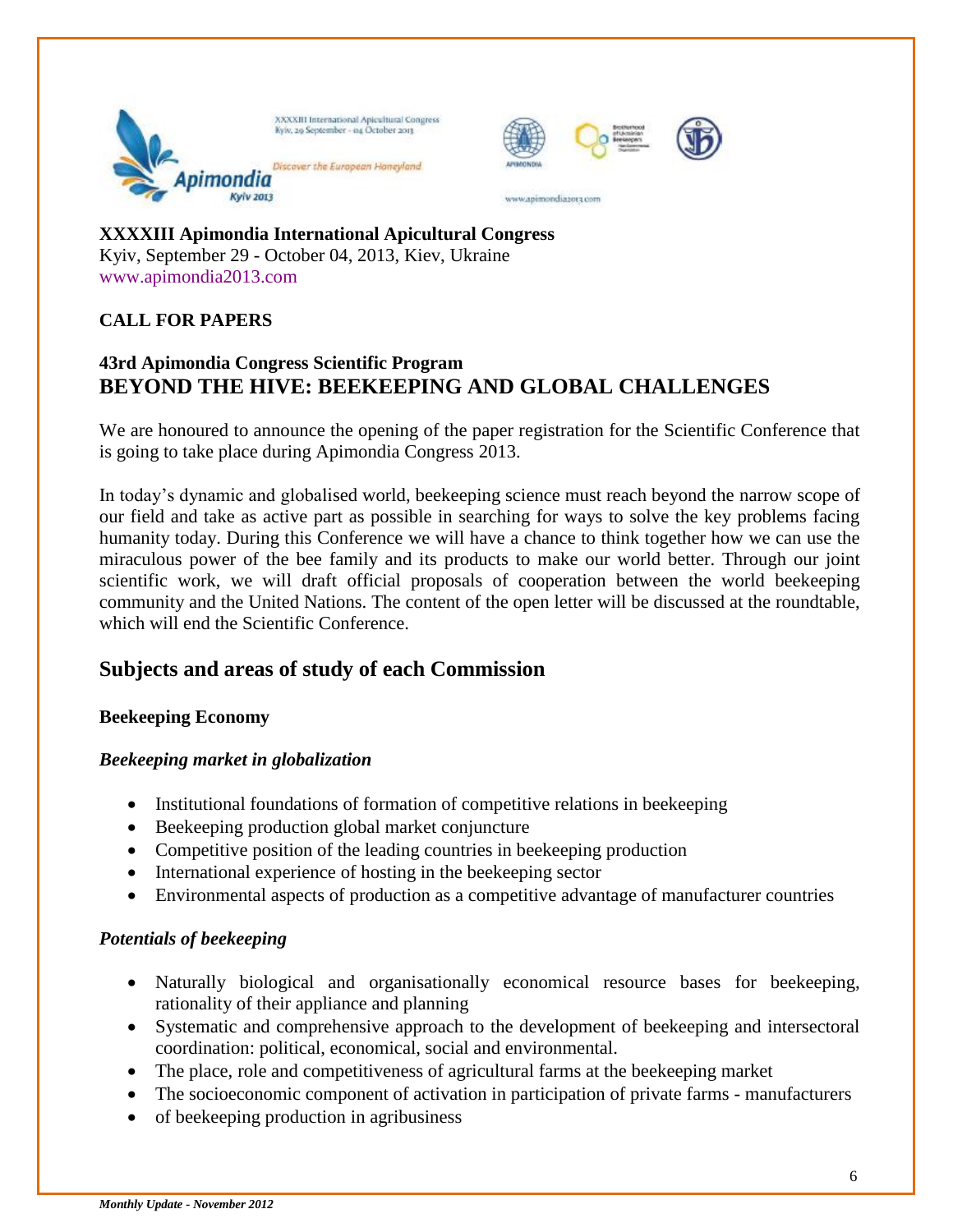XXXXIII International Apicultural Congress
Kyiv, 29 September - 04 October 2013

Discover the European Honeyland

Apimondia Kyiv 2013

www.apimondia2013.com

**XXXXIII Apimondia International Apicultural Congress**
Kyiv, September 29 - October 04, 2013, Kiev, Ukraine
www.apimondia2013.com

**CALL FOR PAPERS**

**43rd Apimondia Congress Scientific Program**
**BEYOND THE HIVE: BEEKEEPING AND GLOBAL CHALLENGES**

We are honoured to announce the opening of the paper registration for the Scientific Conference that is going to take place during Apimondia Congress 2013.

In today's dynamic and globalised world, beekeeping science must reach beyond the narrow scope of our field and take as active part as possible in searching for ways to solve the key problems facing humanity today. During this Conference we will have a chance to think together how we can use the miraculous power of the bee family and its products to make our world better. Through our joint scientific work, we will draft official proposals of cooperation between the world beekeeping community and the United Nations. The content of the open letter will be discussed at the roundtable, which will end the Scientific Conference.

## Subjects and areas of study of each Commission

**Beekeeping Economy**

***Beekeeping market in globalization***

- Institutional foundations of formation of competitive relations in beekeeping
- Beekeeping production global market conjuncture
- Competitive position of the leading countries in beekeeping production
- International experience of hosting in the beekeeping sector
- Environmental aspects of production as a competitive advantage of manufacturer countries

***Potentials of beekeeping***

- Naturally biological and organisationally economical resource bases for beekeeping, rationality of their appliance and planning
- Systematic and comprehensive approach to the development of beekeeping and intersectoral coordination: political, economical, social and environmental.
- The place, role and competitiveness of agricultural farms at the beekeeping market
- The socioeconomic component of activation in participation of private farms - manufacturers
- of beekeeping production in agribusiness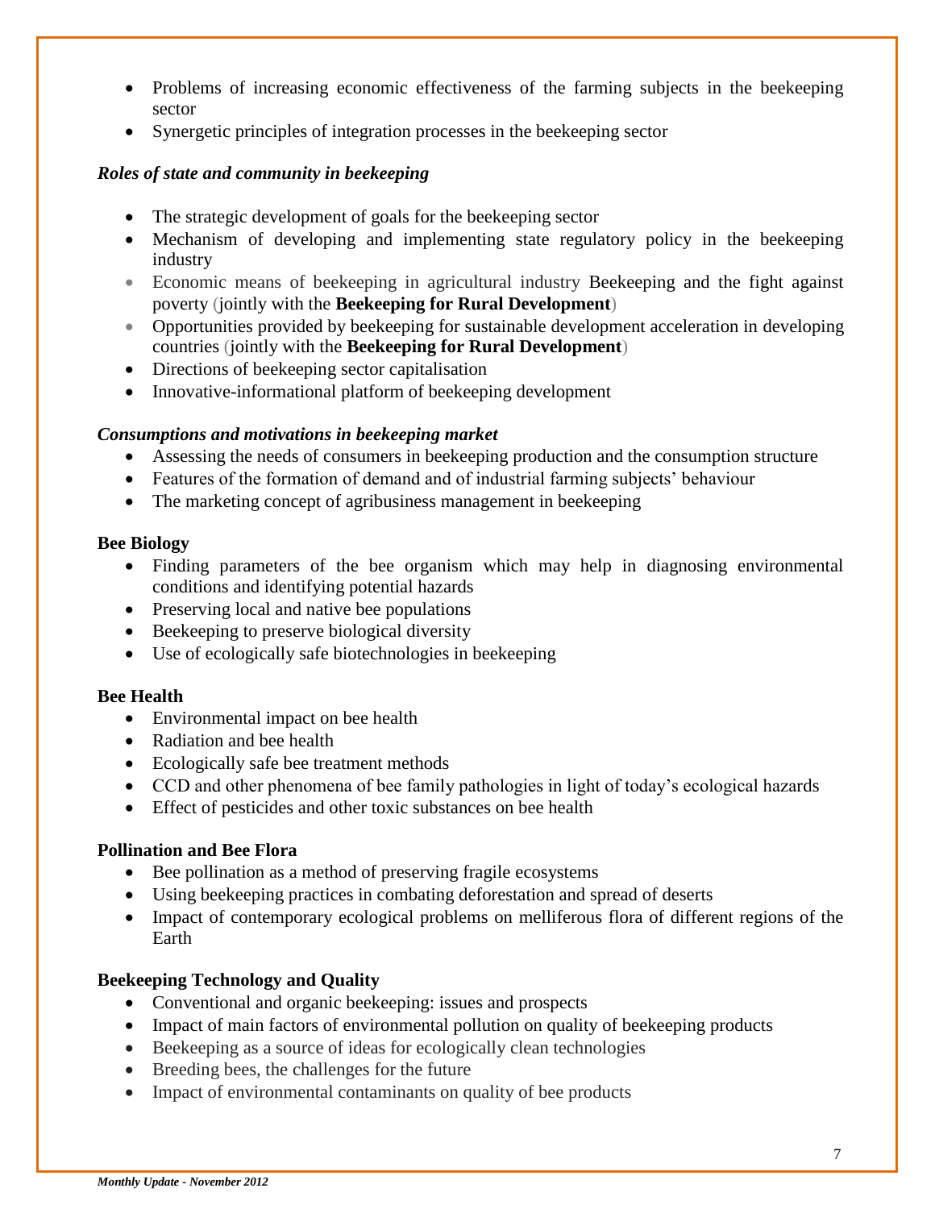- Problems of increasing economic effectiveness of the farming subjects in the beekeeping sector
- Synergetic principles of integration processes in the beekeeping sector

***Roles of state and community in beekeeping***

- The strategic development of goals for the beekeeping sector
- Mechanism of developing and implementing state regulatory policy in the beekeeping industry
- Economic means of beekeeping in agricultural industry Beekeeping and the fight against poverty (jointly with the **Beekeeping for Rural Development**)
- Opportunities provided by beekeeping for sustainable development acceleration in developing countries (jointly with the **Beekeeping for Rural Development**)
- Directions of beekeeping sector capitalisation
- Innovative-informational platform of beekeeping development

***Consumptions and motivations in beekeeping market***

- Assessing the needs of consumers in beekeeping production and the consumption structure
- Features of the formation of demand and of industrial farming subjects' behaviour
- The marketing concept of agribusiness management in beekeeping

**Bee Biology**

- Finding parameters of the bee organism which may help in diagnosing environmental conditions and identifying potential hazards
- Preserving local and native bee populations
- Beekeeping to preserve biological diversity
- Use of ecologically safe biotechnologies in beekeeping

**Bee Health**

- Environmental impact on bee health
- Radiation and bee health
- Ecologically safe bee treatment methods
- CCD and other phenomena of bee family pathologies in light of today's ecological hazards
- Effect of pesticides and other toxic substances on bee health

**Pollination and Bee Flora**

- Bee pollination as a method of preserving fragile ecosystems
- Using beekeeping practices in combating deforestation and spread of deserts
- Impact of contemporary ecological problems on melliferous flora of different regions of the Earth

**Beekeeping Technology and Quality**

- Conventional and organic beekeeping: issues and prospects
- Impact of main factors of environmental pollution on quality of beekeeping products
- Beekeeping as a source of ideas for ecologically clean technologies
- Breeding bees, the challenges for the future
- Impact of environmental contaminants on quality of bee products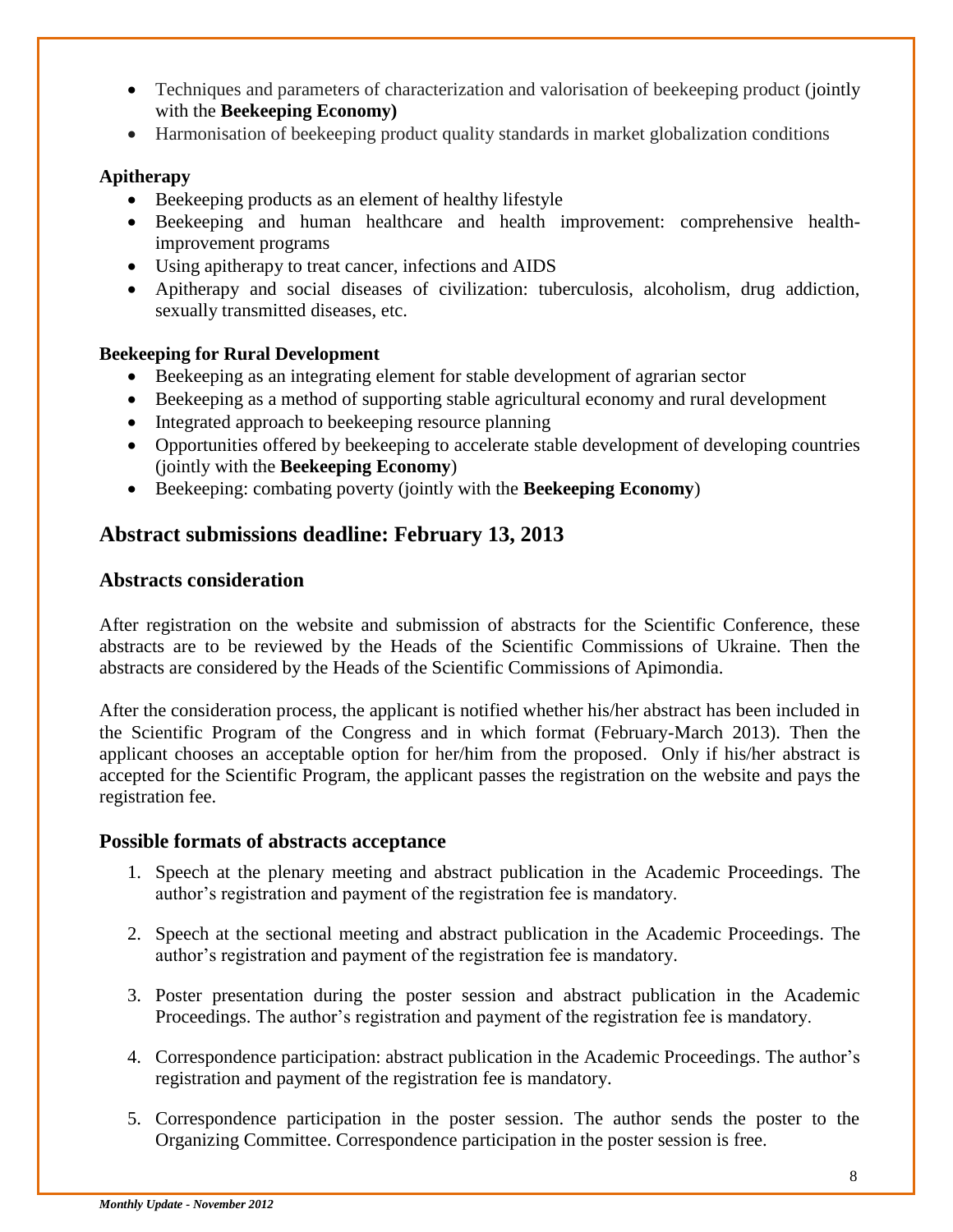- Techniques and parameters of characterization and valorisation of beekeeping product (jointly with the **Beekeeping Economy)**
- Harmonisation of beekeeping product quality standards in market globalization conditions

**Apitherapy**

- Beekeeping products as an element of healthy lifestyle
- Beekeeping and human healthcare and health improvement: comprehensive health-improvement programs
- Using apitherapy to treat cancer, infections and AIDS
- Apitherapy and social diseases of civilization: tuberculosis, alcoholism, drug addiction, sexually transmitted diseases, etc.

**Beekeeping for Rural Development**

- Beekeeping as an integrating element for stable development of agrarian sector
- Beekeeping as a method of supporting stable agricultural economy and rural development
- Integrated approach to beekeeping resource planning
- Opportunities offered by beekeeping to accelerate stable development of developing countries (jointly with the **Beekeeping Economy**)
- Beekeeping: combating poverty (jointly with the **Beekeeping Economy**)

## Abstract submissions deadline: February 13, 2013

### Abstracts consideration

After registration on the website and submission of abstracts for the Scientific Conference, these abstracts are to be reviewed by the Heads of the Scientific Commissions of Ukraine. Then the abstracts are considered by the Heads of the Scientific Commissions of Apimondia.

After the consideration process, the applicant is notified whether his/her abstract has been included in the Scientific Program of the Congress and in which format (February-March 2013). Then the applicant chooses an acceptable option for her/him from the proposed. Only if his/her abstract is accepted for the Scientific Program, the applicant passes the registration on the website and pays the registration fee.

### Possible formats of abstracts acceptance

1. Speech at the plenary meeting and abstract publication in the Academic Proceedings. The author's registration and payment of the registration fee is mandatory.

2. Speech at the sectional meeting and abstract publication in the Academic Proceedings. The author's registration and payment of the registration fee is mandatory.

3. Poster presentation during the poster session and abstract publication in the Academic Proceedings. The author's registration and payment of the registration fee is mandatory.

4. Correspondence participation: abstract publication in the Academic Proceedings. The author's registration and payment of the registration fee is mandatory.

5. Correspondence participation in the poster session. The author sends the poster to the Organizing Committee. Correspondence participation in the poster session is free.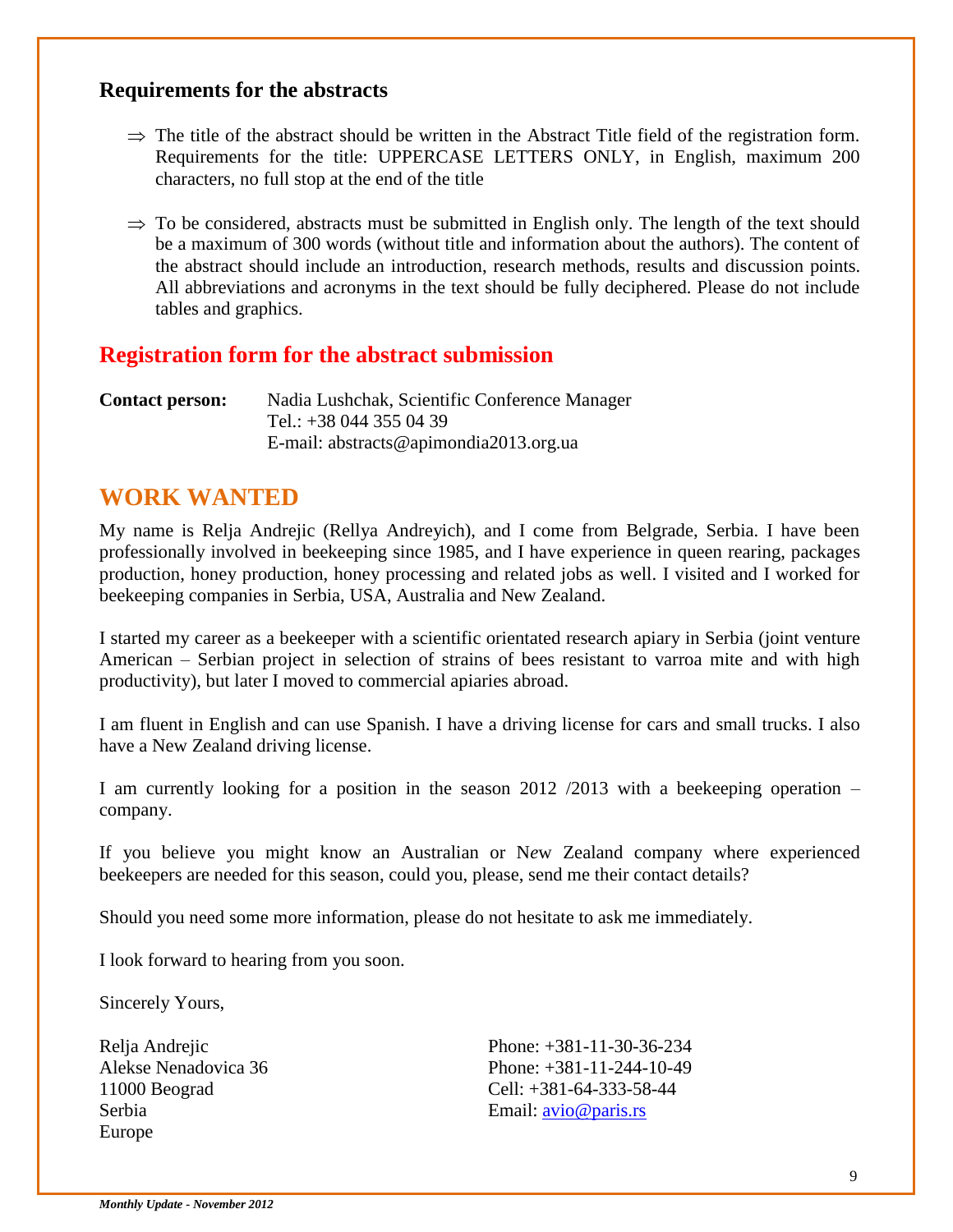### Requirements for the abstracts

- ⇒ The title of the abstract should be written in the Abstract Title field of the registration form. Requirements for the title: UPPERCASE LETTERS ONLY, in English, maximum 200 characters, no full stop at the end of the title
- ⇒ To be considered, abstracts must be submitted in English only. The length of the text should be a maximum of 300 words (without title and information about the authors). The content of the abstract should include an introduction, research methods, results and discussion points. All abbreviations and acronyms in the text should be fully deciphered. Please do not include tables and graphics.

## Registration form for the abstract submission

**Contact person:** Nadia Lushchak, Scientific Conference Manager
Tel.: +38 044 355 04 39
E-mail: abstracts@apimondia2013.org.ua

## WORK WANTED

My name is Relja Andrejic (Rellya Andreyich), and I come from Belgrade, Serbia. I have been professionally involved in beekeeping since 1985, and I have experience in queen rearing, packages production, honey production, honey processing and related jobs as well. I visited and I worked for beekeeping companies in Serbia, USA, Australia and New Zealand.

I started my career as a beekeeper with a scientific orientated research apiary in Serbia (joint venture American – Serbian project in selection of strains of bees resistant to varroa mite and with high productivity), but later I moved to commercial apiaries abroad.

I am fluent in English and can use Spanish. I have a driving license for cars and small trucks. I also have a New Zealand driving license.

I am currently looking for a position in the season 2012 /2013 with a beekeeping operation – company.

If you believe you might know an Australian or New Zealand company where experienced beekeepers are needed for this season, could you, please, send me their contact details?

Should you need some more information, please do not hesitate to ask me immediately.

I look forward to hearing from you soon.

Sincerely Yours,

Relja Andrejic
Alekse Nenadovica 36
11000 Beograd
Serbia
Europe

Phone: +381-11-30-36-234
Phone: +381-11-244-10-49
Cell: +381-64-333-58-44
Email: avio@paris.rs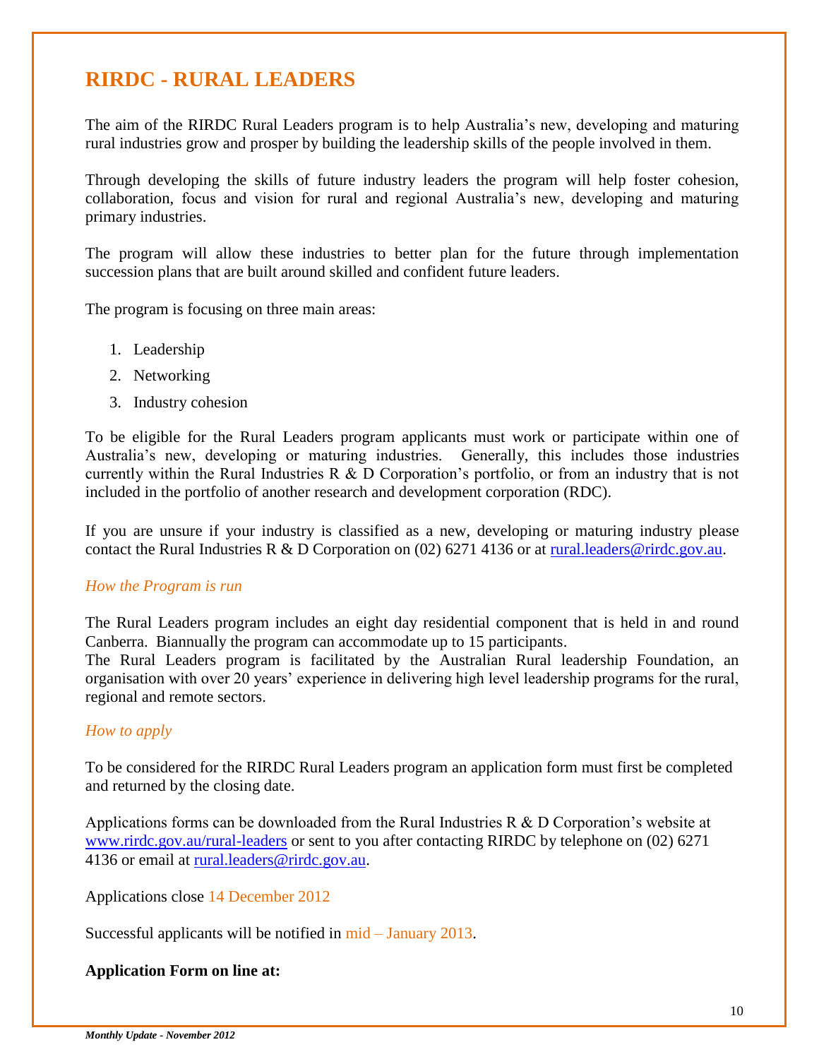# RIRDC - RURAL LEADERS

The aim of the RIRDC Rural Leaders program is to help Australia's new, developing and maturing rural industries grow and prosper by building the leadership skills of the people involved in them.

Through developing the skills of future industry leaders the program will help foster cohesion, collaboration, focus and vision for rural and regional Australia's new, developing and maturing primary industries.

The program will allow these industries to better plan for the future through implementation succession plans that are built around skilled and confident future leaders.

The program is focusing on three main areas:

1. Leadership
2. Networking
3. Industry cohesion

To be eligible for the Rural Leaders program applicants must work or participate within one of Australia's new, developing or maturing industries. Generally, this includes those industries currently within the Rural Industries R & D Corporation's portfolio, or from an industry that is not included in the portfolio of another research and development corporation (RDC).

If you are unsure if your industry is classified as a new, developing or maturing industry please contact the Rural Industries R & D Corporation on (02) 6271 4136 or at rural.leaders@rirdc.gov.au.

*How the Program is run*

The Rural Leaders program includes an eight day residential component that is held in and round Canberra. Biannually the program can accommodate up to 15 participants.
The Rural Leaders program is facilitated by the Australian Rural leadership Foundation, an organisation with over 20 years' experience in delivering high level leadership programs for the rural, regional and remote sectors.

*How to apply*

To be considered for the RIRDC Rural Leaders program an application form must first be completed and returned by the closing date.

Applications forms can be downloaded from the Rural Industries R & D Corporation's website at www.rirdc.gov.au/rural-leaders or sent to you after contacting RIRDC by telephone on (02) 6271 4136 or email at rural.leaders@rirdc.gov.au.

Applications close 14 December 2012

Successful applicants will be notified in mid – January 2013.

**Application Form on line at:**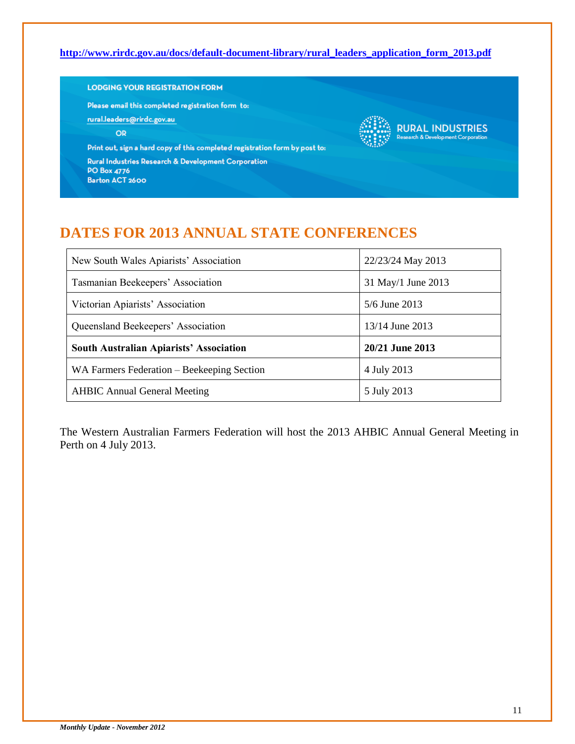**http://www.rirdc.gov.au/docs/default-document-library/rural_leaders_application_form_2013.pdf**

**LODGING YOUR REGISTRATION FORM**

Please email this completed registration form to:

rural.leaders@rirdc.gov.au

OR

Print out, sign a hard copy of this completed registration form by post to:

Rural Industries Research & Development Corporation
PO Box 4776
Barton ACT 2600

RURAL INDUSTRIES
Research & Development Corporation

## DATES FOR 2013 ANNUAL STATE CONFERENCES

| Association | Date |
|---|---|
| New South Wales Apiarists' Association | 22/23/24 May 2013 |
| Tasmanian Beekeepers' Association | 31 May/1 June 2013 |
| Victorian Apiarists' Association | 5/6 June 2013 |
| Queensland Beekeepers' Association | 13/14 June 2013 |
| **South Australian Apiarists' Association** | **20/21 June 2013** |
| WA Farmers Federation – Beekeeping Section | 4 July 2013 |
| AHBIC Annual General Meeting | 5 July 2013 |

The Western Australian Farmers Federation will host the 2013 AHBIC Annual General Meeting in Perth on 4 July 2013.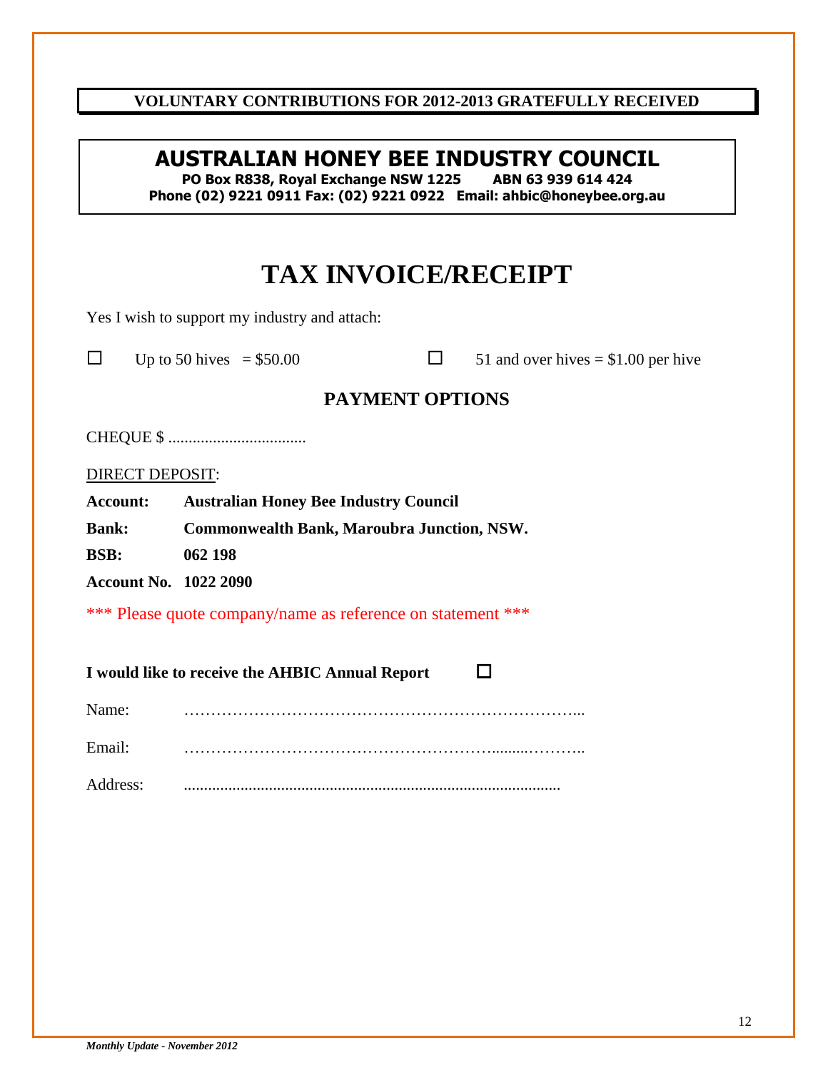**VOLUNTARY CONTRIBUTIONS FOR 2012-2013 GRATEFULLY RECEIVED**

## AUSTRALIAN HONEY BEE INDUSTRY COUNCIL

**PO Box R838, Royal Exchange NSW 1225 ABN 63 939 614 424**
**Phone (02) 9221 0911 Fax: (02) 9221 0922 Email: ahbic@honeybee.org.au**

# TAX INVOICE/RECEIPT

Yes I wish to support my industry and attach:

☐ Up to 50 hives = $50.00 ☐ 51 and over hives = $1.00 per hive

## PAYMENT OPTIONS

CHEQUE $ ..................................

DIRECT DEPOSIT:

**Account:** **Australian Honey Bee Industry Council**

**Bank:** **Commonwealth Bank, Maroubra Junction, NSW.**

**BSB:** **062 198**

**Account No.** **1022 2090**

*** Please quote company/name as reference on statement ***

**I would like to receive the AHBIC Annual Report** ☐

Name: ………………………………………………………………...

Email: …………………………………………………..........………..

Address: ............................................................................................

*Monthly Update - November 2012*